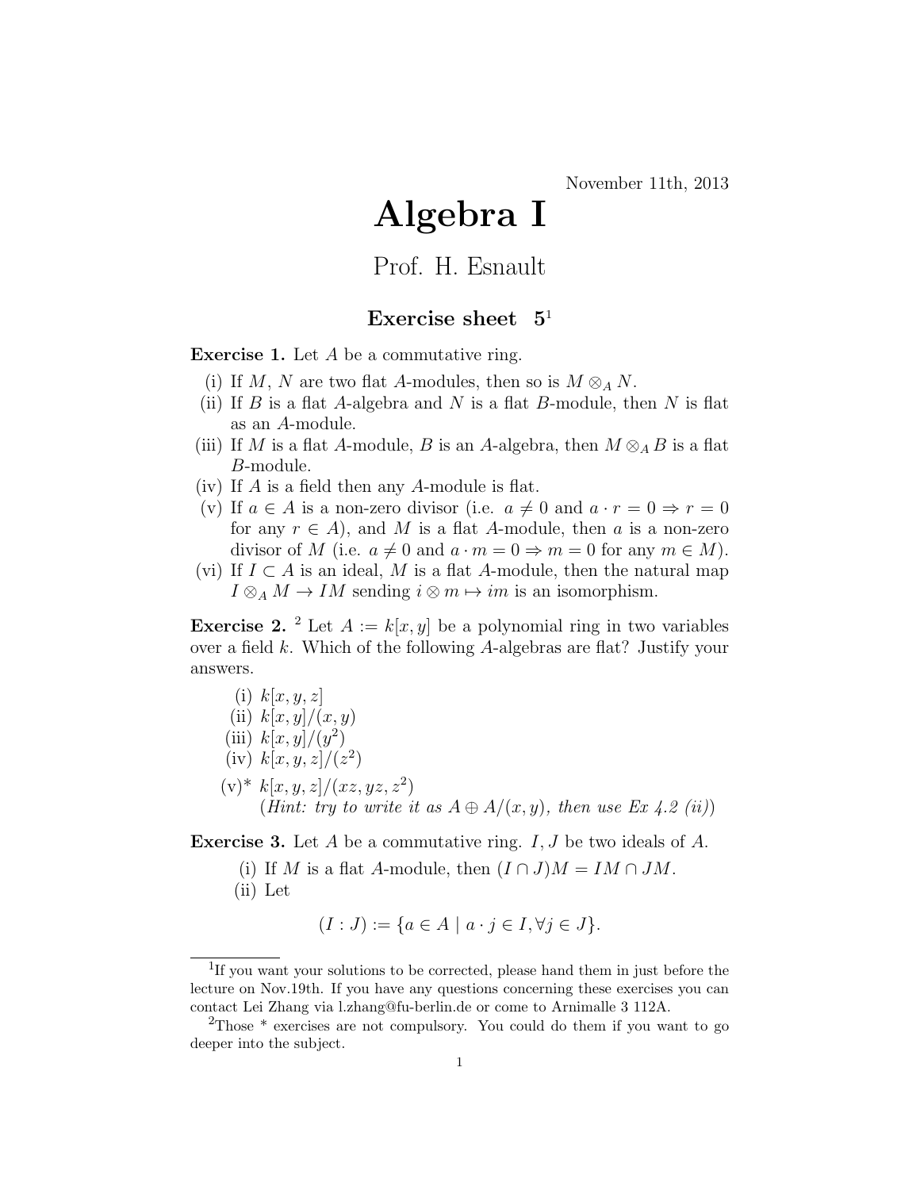November 11th, 2013

# Algebra I

Prof. H. Esnault

## Exercise sheet 5[1]

**Exercise 1.** Let $A$ be a commutative ring.

(i) If $M$, $N$ are two flat $A$-modules, then so is $M \otimes_A N$.

(ii) If $B$ is a flat $A$-algebra and $N$ is a flat $B$-module, then $N$ is flat as an $A$-module.

(iii) If $M$ is a flat $A$-module, $B$ is an $A$-algebra, then $M \otimes_A B$ is a flat $B$-module.

(iv) If $A$ is a field then any $A$-module is flat.

(v) If $a \in A$ is a non-zero divisor (i.e. $a \neq 0$ and $a \cdot r = 0 \Rightarrow r = 0$ for any $r \in A$), and $M$ is a flat $A$-module, then $a$ is a non-zero divisor of $M$ (i.e. $a \neq 0$ and $a \cdot m = 0 \Rightarrow m = 0$ for any $m \in M$).

(vi) If $I \subset A$ is an ideal, $M$ is a flat $A$-module, then the natural map $I \otimes_A M \to IM$ sending $i \otimes m \mapsto im$ is an isomorphism.

**Exercise 2.** [2] Let $A := k[x, y]$ be a polynomial ring in two variables over a field $k$. Which of the following $A$-algebras are flat? Justify your answers.

(i) $k[x, y, z]$

(ii) $k[x, y]/(x, y)$

(iii) $k[x, y]/(y^2)$

(iv) $k[x, y, z]/(z^2)$

(v)* $k[x, y, z]/(xz, yz, z^2)$
*(Hint: try to write it as $A \oplus A/(x, y)$, then use Ex 4.2 (ii))*

**Exercise 3.** Let $A$ be a commutative ring. $I$, $J$ be two ideals of $A$.

(i) If $M$ is a flat $A$-module, then $(I \cap J)M = IM \cap JM$.

(ii) Let

$$(I : J) := \{a \in A \mid a \cdot j \in I, \forall j \in J\}.$$

---

[1] If you want your solutions to be corrected, please hand them in just before the lecture on Nov.19th. If you have any questions concerning these exercises you can contact Lei Zhang via l.zhang@fu-berlin.de or come to Arnimalle 3 112A.

[2] Those * exercises are not compulsory. You could do them if you want to go deeper into the subject.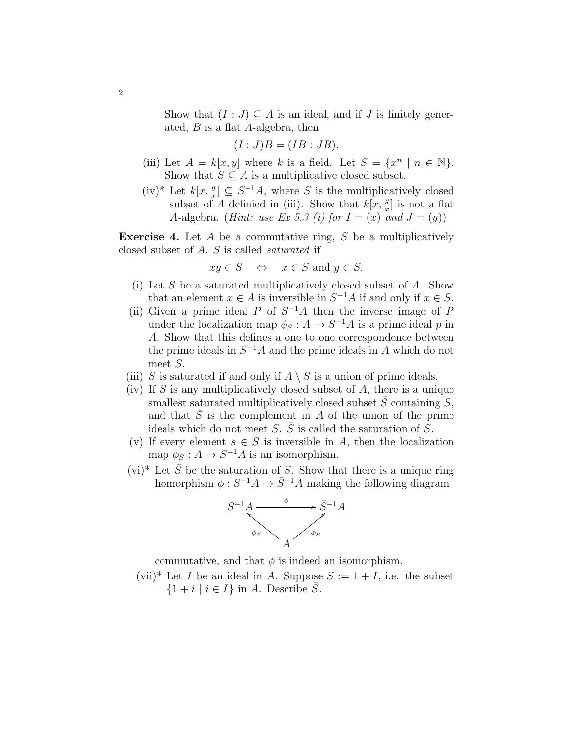Show that $(I : J) \subseteq A$ is an ideal, and if $J$ is finitely generated, $B$ is a flat $A$-algebra, then

$$(I : J)B = (IB : JB).$$

(iii) Let $A = k[x, y]$ where $k$ is a field. Let $S = \{x^n \mid n \in \mathbb{N}\}$. Show that $S \subseteq A$ is a multiplicative closed subset.

(iv)* Let $k[x, \frac{y}{x}] \subseteq S^{-1}A$, where $S$ is the multiplicatively closed subset of $A$ definied in (iii). Show that $k[x, \frac{y}{x}]$ is not a flat $A$-algebra. (*Hint: use Ex 5.3 (i) for $I = (x)$ and $J = (y)$*)

**Exercise 4.** Let $A$ be a commutative ring, $S$ be a multiplicatively closed subset of $A$. $S$ is called *saturated* if

$$xy \in S \quad \Leftrightarrow \quad x \in S \text{ and } y \in S.$$

(i) Let $S$ be a saturated multiplicatively closed subset of $A$. Show that an element $x \in A$ is inversible in $S^{-1}A$ if and only if $x \in S$.

(ii) Given a prime ideal $P$ of $S^{-1}A$ then the inverse image of $P$ under the localization map $\phi_S : A \to S^{-1}A$ is a prime ideal $p$ in $A$. Show that this defines a one to one correspondence between the prime ideals in $S^{-1}A$ and the prime ideals in $A$ which do not meet $S$.

(iii) $S$ is saturated if and only if $A \setminus S$ is a union of prime ideals.

(iv) If $S$ is any multiplicatively closed subset of $A$, there is a unique smallest saturated multiplicatively closed subset $\bar{S}$ containing $S$, and that $\bar{S}$ is the complement in $A$ of the union of the prime ideals which do not meet $S$. $\bar{S}$ is called the saturation of $S$.

(v) If every element $s \in S$ is inversible in $A$, then the localization map $\phi_S : A \to S^{-1}A$ is an isomorphism.

(vi)* Let $\bar{S}$ be the saturation of $S$. Show that there is a unique ring homorphism $\phi : S^{-1}A \to \bar{S}^{-1}A$ making the following diagram

$$\begin{array}{ccc} S^{-1}A & \xrightarrow{\ \phi\ } & \bar{S}^{-1}A \\ & {}_{\phi_S}\nwarrow \quad \nearrow_{\phi_{\bar{S}}} & \\ & A & \end{array}$$

commutative, and that $\phi$ is indeed an isomorphism.

(vii)* Let $I$ be an ideal in $A$. Suppose $S := 1 + I$, i.e. the subset $\{1 + i \mid i \in I\}$ in $A$. Describe $\bar{S}$.